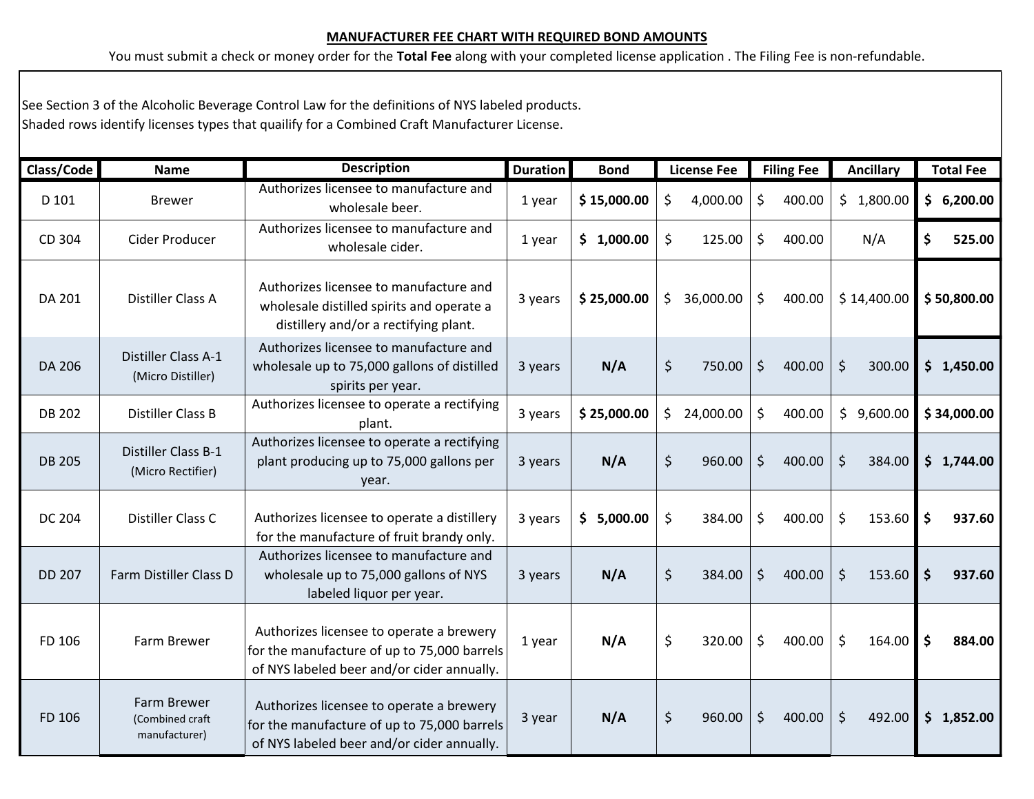## MANUFACTURER FEE CHART WITH REQUIRED BOND AMOUNTS

You must submit a check or money order for the **Total Fee** along with your completed license application . The Filing Fee is non-refundable.

See Section 3 of the Alcoholic Beverage Control Law for the definitions of NYS labeled products.
Shaded rows identify licenses types that quaiilfy for a Combined Craft Manufacturer License.

| Class/Code | Name | Description | Duration | Bond | License Fee | Filing Fee | Ancillary | Total Fee |
|---|---|---|---|---|---|---|---|---|
| D 101 | Brewer | Authorizes licensee to manufacture and wholesale beer. | 1 year | **$ 15,000.00** | $ 4,000.00 | $ 400.00 | $ 1,800.00 | **$ 6,200.00** |
| CD 304 | Cider Producer | Authorizes licensee to manufacture and wholesale cider. | 1 year | **$ 1,000.00** | $ 125.00 | $ 400.00 | N/A | **$ 525.00** |
| DA 201 | Distiller Class A | Authorizes licensee to manufacture and wholesale distilled spirits and operate a distillery and/or a rectifying plant. | 3 years | **$ 25,000.00** | $ 36,000.00 | $ 400.00 | $ 14,400.00 | **$ 50,800.00** |
| DA 206 | Distiller Class A-1 (Micro Distiller) | Authorizes licensee to manufacture and wholesale up to 75,000 gallons of distilled spirits per year. | 3 years | **N/A** | $ 750.00 | $ 400.00 | $ 300.00 | **$ 1,450.00** |
| DB 202 | Distiller Class B | Authorizes licensee to operate a rectifying plant. | 3 years | **$ 25,000.00** | $ 24,000.00 | $ 400.00 | $ 9,600.00 | **$ 34,000.00** |
| DB 205 | Distiller Class B-1 (Micro Rectifier) | Authorizes licensee to operate a rectifying plant producing up to 75,000 gallons per year. | 3 years | **N/A** | $ 960.00 | $ 400.00 | $ 384.00 | **$ 1,744.00** |
| DC 204 | Distiller Class C | Authorizes licensee to operate a distillery for the manufacture of fruit brandy only. | 3 years | **$ 5,000.00** | $ 384.00 | $ 400.00 | $ 153.60 | **$ 937.60** |
| DD 207 | Farm Distiller Class D | Authorizes licensee to manufacture and wholesale up to 75,000 gallons of NYS labeled liquor per year. | 3 years | **N/A** | $ 384.00 | $ 400.00 | $ 153.60 | **$ 937.60** |
| FD 106 | Farm Brewer | Authorizes licensee to operate a brewery for the manufacture of up to 75,000 barrels of NYS labeled beer and/or cider annually. | 1 year | **N/A** | $ 320.00 | $ 400.00 | $ 164.00 | **$ 884.00** |
| FD 106 | Farm Brewer (Combined craft manufacturer) | Authorizes licensee to operate a brewery for the manufacture of up to 75,000 barrels of NYS labeled beer and/or cider annually. | 3 year | **N/A** | $ 960.00 | $ 400.00 | $ 492.00 | **$ 1,852.00** |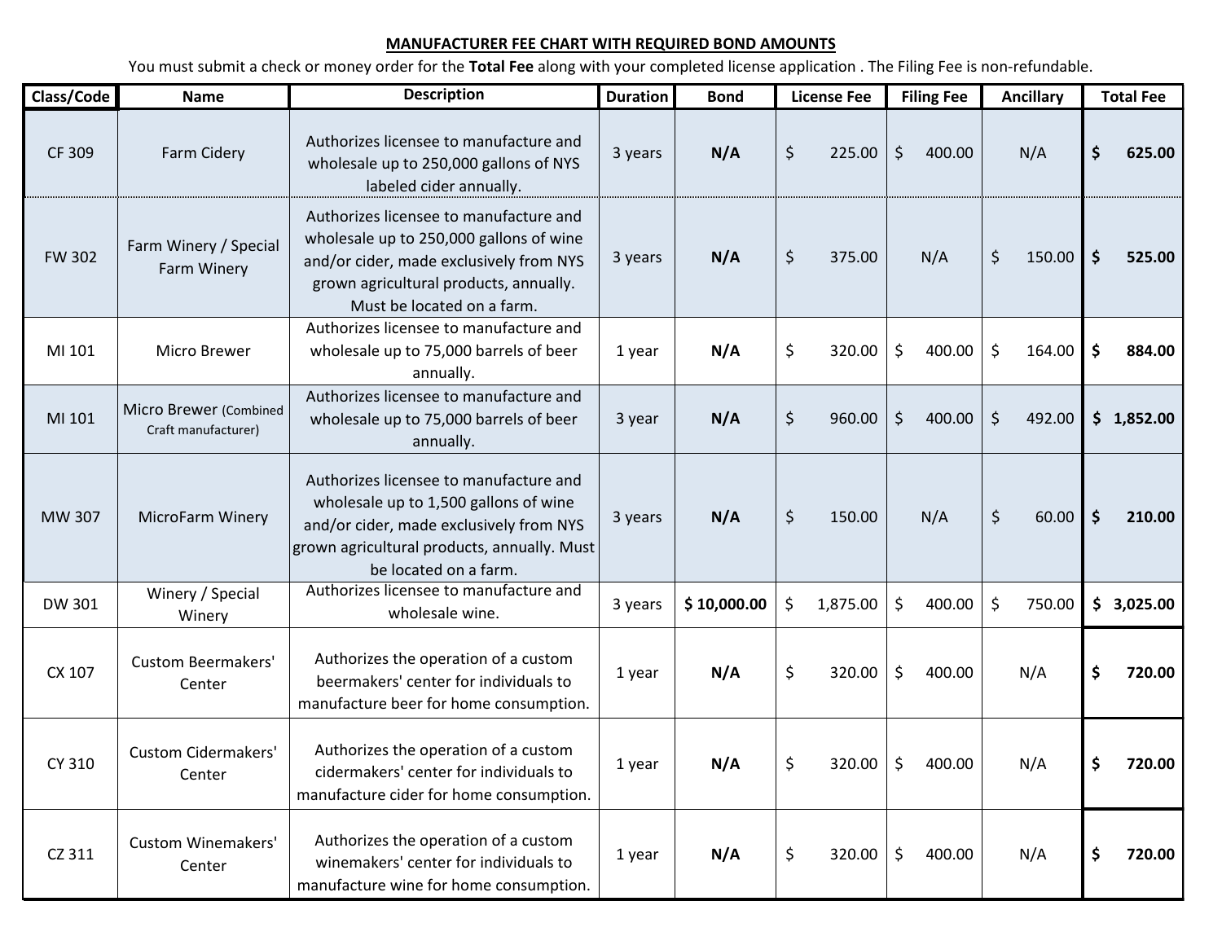**MANUFACTURER FEE CHART WITH REQUIRED BOND AMOUNTS**

You must submit a check or money order for the **Total Fee** along with your completed license application . The Filing Fee is non-refundable.

| Class/Code | Name | Description | Duration | Bond | License Fee | Filing Fee | Ancillary | Total Fee |
|---|---|---|---|---|---|---|---|---|
| CF 309 | Farm Cidery | Authorizes licensee to manufacture and wholesale up to 250,000 gallons of NYS labeled cider annually. | 3 years | **N/A** | $ 225.00 | $ 400.00 | N/A | **$ 625.00** |
| FW 302 | Farm Winery / Special Farm Winery | Authorizes licensee to manufacture and wholesale up to 250,000 gallons of wine and/or cider, made exclusively from NYS grown agricultural products, annually. Must be located on a farm. | 3 years | **N/A** | $ 375.00 | N/A | $ 150.00 | **$ 525.00** |
| MI 101 | Micro Brewer | Authorizes licensee to manufacture and wholesale up to 75,000 barrels of beer annually. | 1 year | **N/A** | $ 320.00 | $ 400.00 | $ 164.00 | **$ 884.00** |
| MI 101 | Micro Brewer (Combined Craft manufacturer) | Authorizes licensee to manufacture and wholesale up to 75,000 barrels of beer annually. | 3 year | **N/A** | $ 960.00 | $ 400.00 | $ 492.00 | **$ 1,852.00** |
| MW 307 | MicroFarm Winery | Authorizes licensee to manufacture and wholesale up to 1,500 gallons of wine and/or cider, made exclusively from NYS grown agricultural products, annually. Must be located on a farm. | 3 years | **N/A** | $ 150.00 | N/A | $ 60.00 | **$ 210.00** |
| DW 301 | Winery / Special Winery | Authorizes licensee to manufacture and wholesale wine. | 3 years | **$ 10,000.00** | $ 1,875.00 | $ 400.00 | $ 750.00 | **$ 3,025.00** |
| CX 107 | Custom Beermakers' Center | Authorizes the operation of a custom beermakers' center for individuals to manufacture beer for home consumption. | 1 year | **N/A** | $ 320.00 | $ 400.00 | N/A | **$ 720.00** |
| CY 310 | Custom Cidermakers' Center | Authorizes the operation of a custom cidermakers' center for individuals to manufacture cider for home consumption. | 1 year | **N/A** | $ 320.00 | $ 400.00 | N/A | **$ 720.00** |
| CZ 311 | Custom Winemakers' Center | Authorizes the operation of a custom winemakers' center for individuals to manufacture wine for home consumption. | 1 year | **N/A** | $ 320.00 | $ 400.00 | N/A | **$ 720.00** |